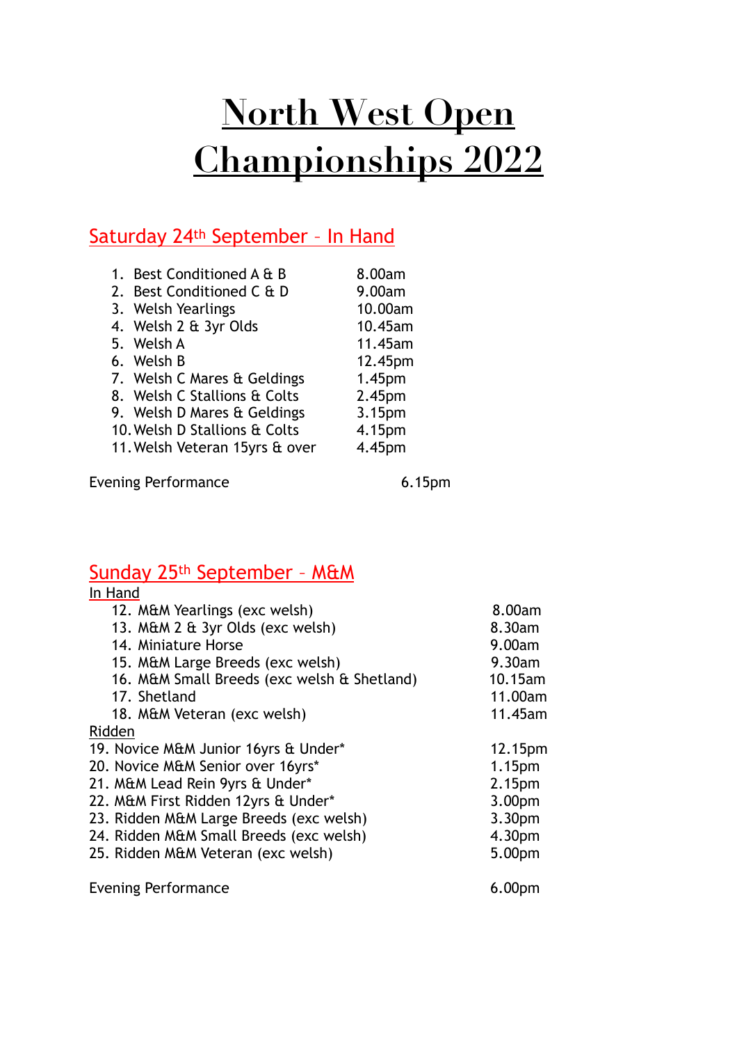# North West Open Championships 2022

## Saturday 24th September – In Hand

| | |
|---|---|
| 1. Best Conditioned A & B | 8.00am |
| 2. Best Conditioned C & D | 9.00am |
| 3. Welsh Yearlings | 10.00am |
| 4. Welsh 2 & 3yr Olds | 10.45am |
| 5. Welsh A | 11.45am |
| 6. Welsh B | 12.45pm |
| 7. Welsh C Mares & Geldings | 1.45pm |
| 8. Welsh C Stallions & Colts | 2.45pm |
| 9. Welsh D Mares & Geldings | 3.15pm |
| 10. Welsh D Stallions & Colts | 4.15pm |
| 11. Welsh Veteran 15yrs & over | 4.45pm |

Evening Performance 6.15pm

## Sunday 25th September – M&M

In Hand

| | |
|---|---|
| 12. M&M Yearlings (exc welsh) | 8.00am |
| 13. M&M 2 & 3yr Olds (exc welsh) | 8.30am |
| 14. Miniature Horse | 9.00am |
| 15. M&M Large Breeds (exc welsh) | 9.30am |
| 16. M&M Small Breeds (exc welsh & Shetland) | 10.15am |
| 17. Shetland | 11.00am |
| 18. M&M Veteran (exc welsh) | 11.45am |

Ridden

| | |
|---|---|
| 19. Novice M&M Junior 16yrs & Under* | 12.15pm |
| 20. Novice M&M Senior over 16yrs* | 1.15pm |
| 21. M&M Lead Rein 9yrs & Under* | 2.15pm |
| 22. M&M First Ridden 12yrs & Under* | 3.00pm |
| 23. Ridden M&M Large Breeds (exc welsh) | 3.30pm |
| 24. Ridden M&M Small Breeds (exc welsh) | 4.30pm |
| 25. Ridden M&M Veteran (exc welsh) | 5.00pm |

Evening Performance 6.00pm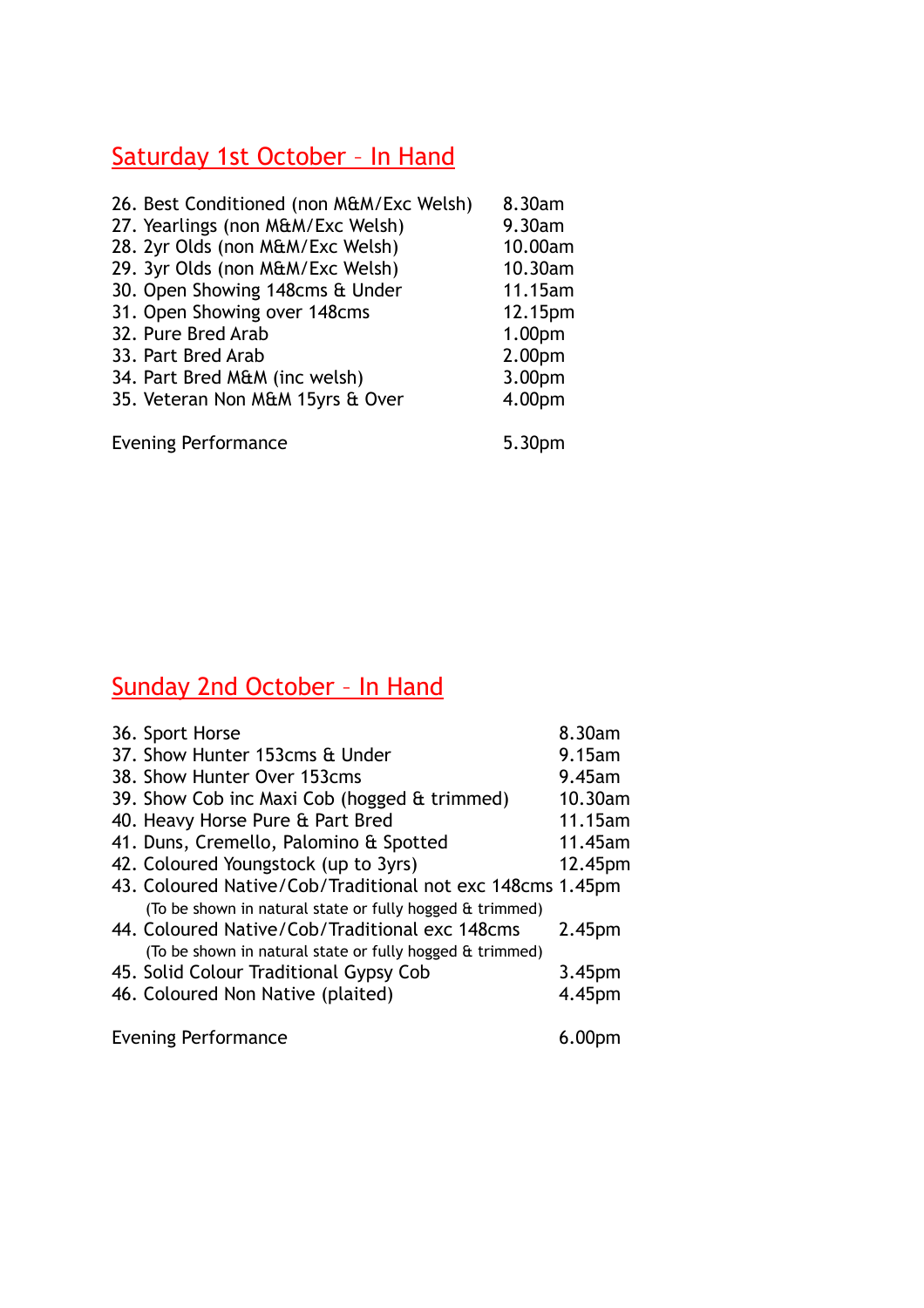## Saturday 1st October – In Hand

| | |
|---|---|
| 26. Best Conditioned (non M&M/Exc Welsh) | 8.30am |
| 27. Yearlings (non M&M/Exc Welsh) | 9.30am |
| 28. 2yr Olds (non M&M/Exc Welsh) | 10.00am |
| 29. 3yr Olds (non M&M/Exc Welsh) | 10.30am |
| 30. Open Showing 148cms & Under | 11.15am |
| 31. Open Showing over 148cms | 12.15pm |
| 32. Pure Bred Arab | 1.00pm |
| 33. Part Bred Arab | 2.00pm |
| 34. Part Bred M&M (inc welsh) | 3.00pm |
| 35. Veteran Non M&M 15yrs & Over | 4.00pm |
| Evening Performance | 5.30pm |

## Sunday 2nd October – In Hand

| | |
|---|---|
| 36. Sport Horse | 8.30am |
| 37. Show Hunter 153cms & Under | 9.15am |
| 38. Show Hunter Over 153cms | 9.45am |
| 39. Show Cob inc Maxi Cob (hogged & trimmed) | 10.30am |
| 40. Heavy Horse Pure & Part Bred | 11.15am |
| 41. Duns, Cremello, Palomino & Spotted | 11.45am |
| 42. Coloured Youngstock (up to 3yrs) | 12.45pm |
| 43. Coloured Native/Cob/Traditional not exc 148cms (To be shown in natural state or fully hogged & trimmed) | 1.45pm |
| 44. Coloured Native/Cob/Traditional exc 148cms (To be shown in natural state or fully hogged & trimmed) | 2.45pm |
| 45. Solid Colour Traditional Gypsy Cob | 3.45pm |
| 46. Coloured Non Native (plaited) | 4.45pm |
| Evening Performance | 6.00pm |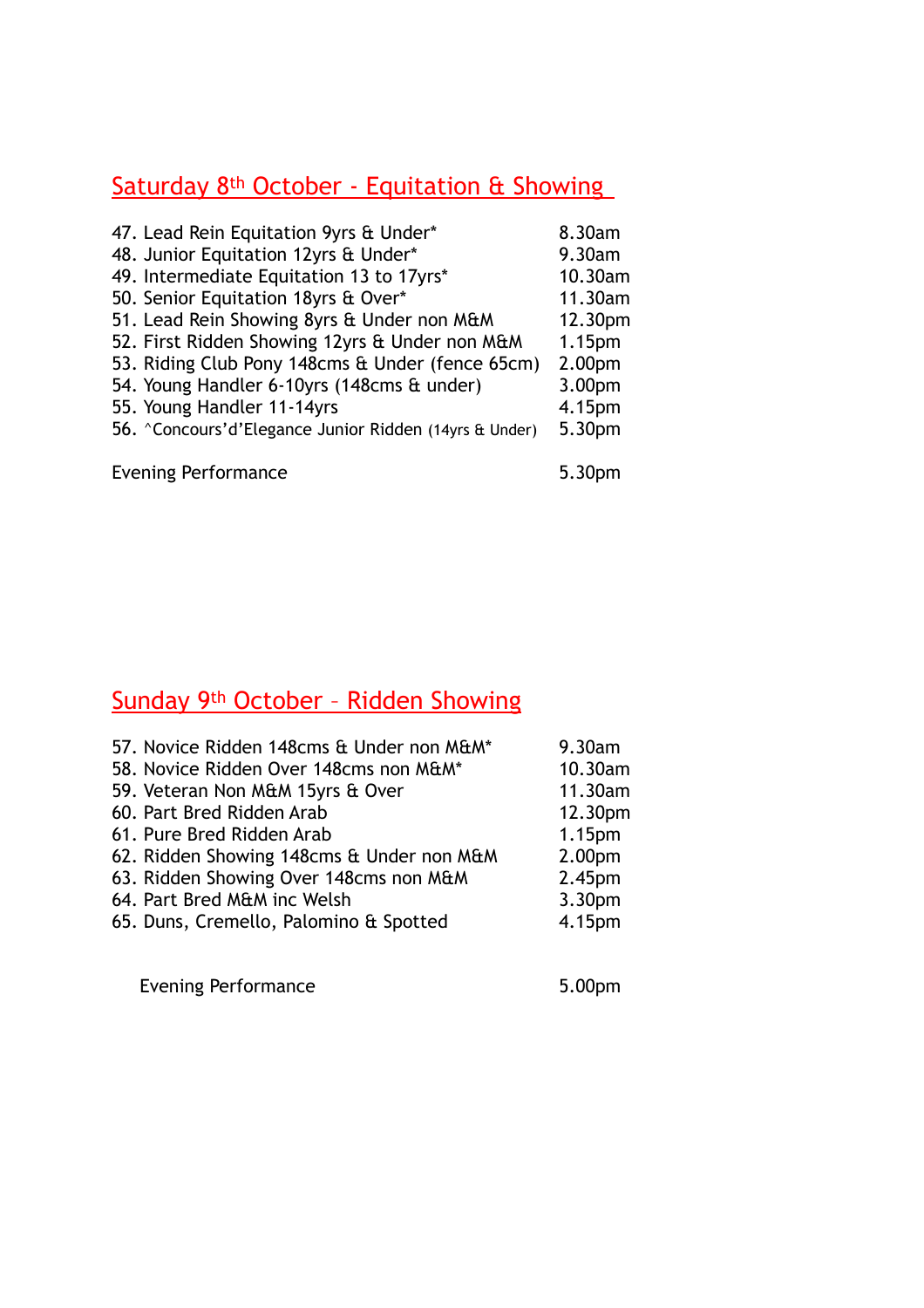## Saturday 8th October - Equitation & Showing

| | |
|---|---|
| 47. Lead Rein Equitation 9yrs & Under* | 8.30am |
| 48. Junior Equitation 12yrs & Under* | 9.30am |
| 49. Intermediate Equitation 13 to 17yrs* | 10.30am |
| 50. Senior Equitation 18yrs & Over* | 11.30am |
| 51. Lead Rein Showing 8yrs & Under non M&M | 12.30pm |
| 52. First Ridden Showing 12yrs & Under non M&M | 1.15pm |
| 53. Riding Club Pony 148cms & Under (fence 65cm) | 2.00pm |
| 54. Young Handler 6-10yrs (148cms & under) | 3.00pm |
| 55. Young Handler 11-14yrs | 4.15pm |
| 56. ^Concours'd'Elegance Junior Ridden (14yrs & Under) | 5.30pm |
| | |
| Evening Performance | 5.30pm |

## Sunday 9th October – Ridden Showing

| | |
|---|---|
| 57. Novice Ridden 148cms & Under non M&M* | 9.30am |
| 58. Novice Ridden Over 148cms non M&M* | 10.30am |
| 59. Veteran Non M&M 15yrs & Over | 11.30am |
| 60. Part Bred Ridden Arab | 12.30pm |
| 61. Pure Bred Ridden Arab | 1.15pm |
| 62. Ridden Showing 148cms & Under non M&M | 2.00pm |
| 63. Ridden Showing Over 148cms non M&M | 2.45pm |
| 64. Part Bred M&M inc Welsh | 3.30pm |
| 65. Duns, Cremello, Palomino & Spotted | 4.15pm |
| | |
| Evening Performance | 5.00pm |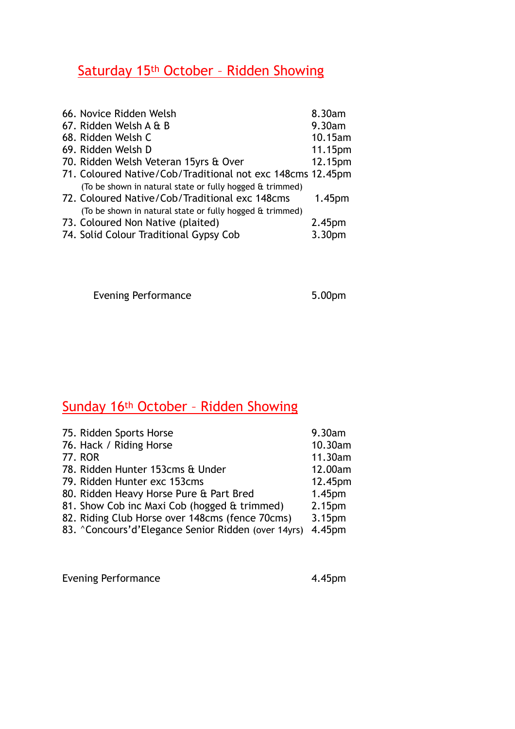## Saturday 15th October – Ridden Showing

| | |
|---|---|
| 66. Novice Ridden Welsh | 8.30am |
| 67. Ridden Welsh A & B | 9.30am |
| 68. Ridden Welsh C | 10.15am |
| 69. Ridden Welsh D | 11.15pm |
| 70. Ridden Welsh Veteran 15yrs & Over | 12.15pm |
| 71. Coloured Native/Cob/Traditional not exc 148cms (To be shown in natural state or fully hogged & trimmed) | 12.45pm |
| 72. Coloured Native/Cob/Traditional exc 148cms (To be shown in natural state or fully hogged & trimmed) | 1.45pm |
| 73. Coloured Non Native (plaited) | 2.45pm |
| 74. Solid Colour Traditional Gypsy Cob | 3.30pm |

Evening Performance 5.00pm

## Sunday 16th October – Ridden Showing

| | |
|---|---|
| 75. Ridden Sports Horse | 9.30am |
| 76. Hack / Riding Horse | 10.30am |
| 77. ROR | 11.30am |
| 78. Ridden Hunter 153cms & Under | 12.00am |
| 79. Ridden Hunter exc 153cms | 12.45pm |
| 80. Ridden Heavy Horse Pure & Part Bred | 1.45pm |
| 81. Show Cob inc Maxi Cob (hogged & trimmed) | 2.15pm |
| 82. Riding Club Horse over 148cms (fence 70cms) | 3.15pm |
| 83. ^Concours'd'Elegance Senior Ridden (over 14yrs) | 4.45pm |

Evening Performance 4.45pm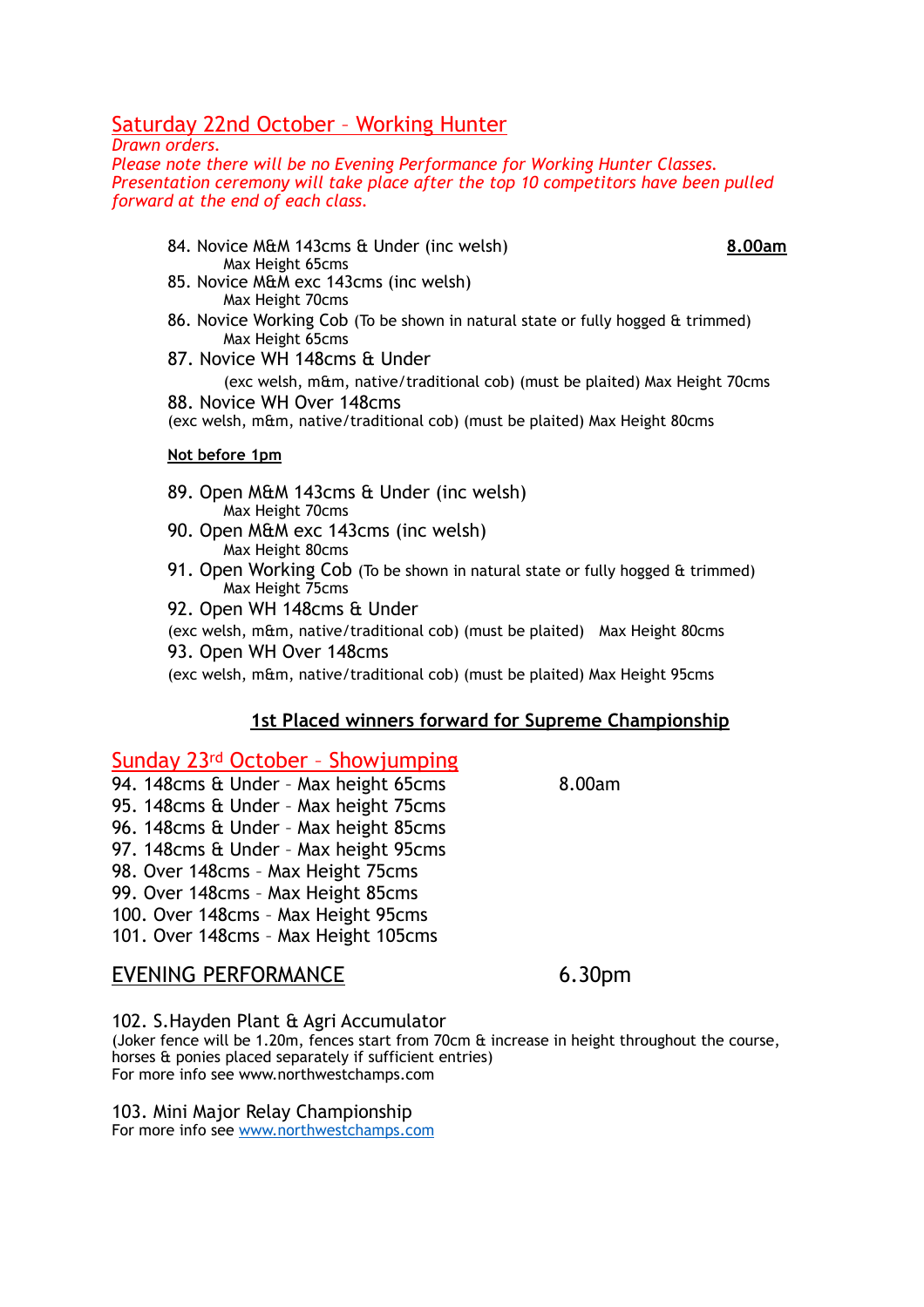## Saturday 22nd October – Working Hunter

*Drawn orders.*
*Please note there will be no Evening Performance for Working Hunter Classes.*
*Presentation ceremony will take place after the top 10 competitors have been pulled forward at the end of each class.*

84. Novice M&M 143cms & Under (inc welsh) **8.00am**
    Max Height 65cms
85. Novice M&M exc 143cms (inc welsh)
    Max Height 70cms
86. Novice Working Cob (To be shown in natural state or fully hogged & trimmed)
    Max Height 65cms
87. Novice WH 148cms & Under
    (exc welsh, m&m, native/traditional cob) (must be plaited) Max Height 70cms
88. Novice WH Over 148cms
    (exc welsh, m&m, native/traditional cob) (must be plaited) Max Height 80cms

**Not before 1pm**

89. Open M&M 143cms & Under (inc welsh)
    Max Height 70cms
90. Open M&M exc 143cms (inc welsh)
    Max Height 80cms
91. Open Working Cob (To be shown in natural state or fully hogged & trimmed)
    Max Height 75cms
92. Open WH 148cms & Under
    (exc welsh, m&m, native/traditional cob) (must be plaited) Max Height 80cms
93. Open WH Over 148cms
    (exc welsh, m&m, native/traditional cob) (must be plaited) Max Height 95cms

**1st Placed winners forward for Supreme Championship**

## Sunday 23rd October – Showjumping

94. 148cms & Under – Max height 65cms 8.00am
95. 148cms & Under – Max height 75cms
96. 148cms & Under – Max height 85cms
97. 148cms & Under – Max height 95cms
98. Over 148cms – Max Height 75cms
99. Over 148cms – Max Height 85cms
100. Over 148cms – Max Height 95cms
101. Over 148cms – Max Height 105cms

## EVENING PERFORMANCE 6.30pm

102. S.Hayden Plant & Agri Accumulator
(Joker fence will be 1.20m, fences start from 70cm & increase in height throughout the course, horses & ponies placed separately if sufficient entries)
For more info see www.northwestchamps.com

103. Mini Major Relay Championship
For more info see www.northwestchamps.com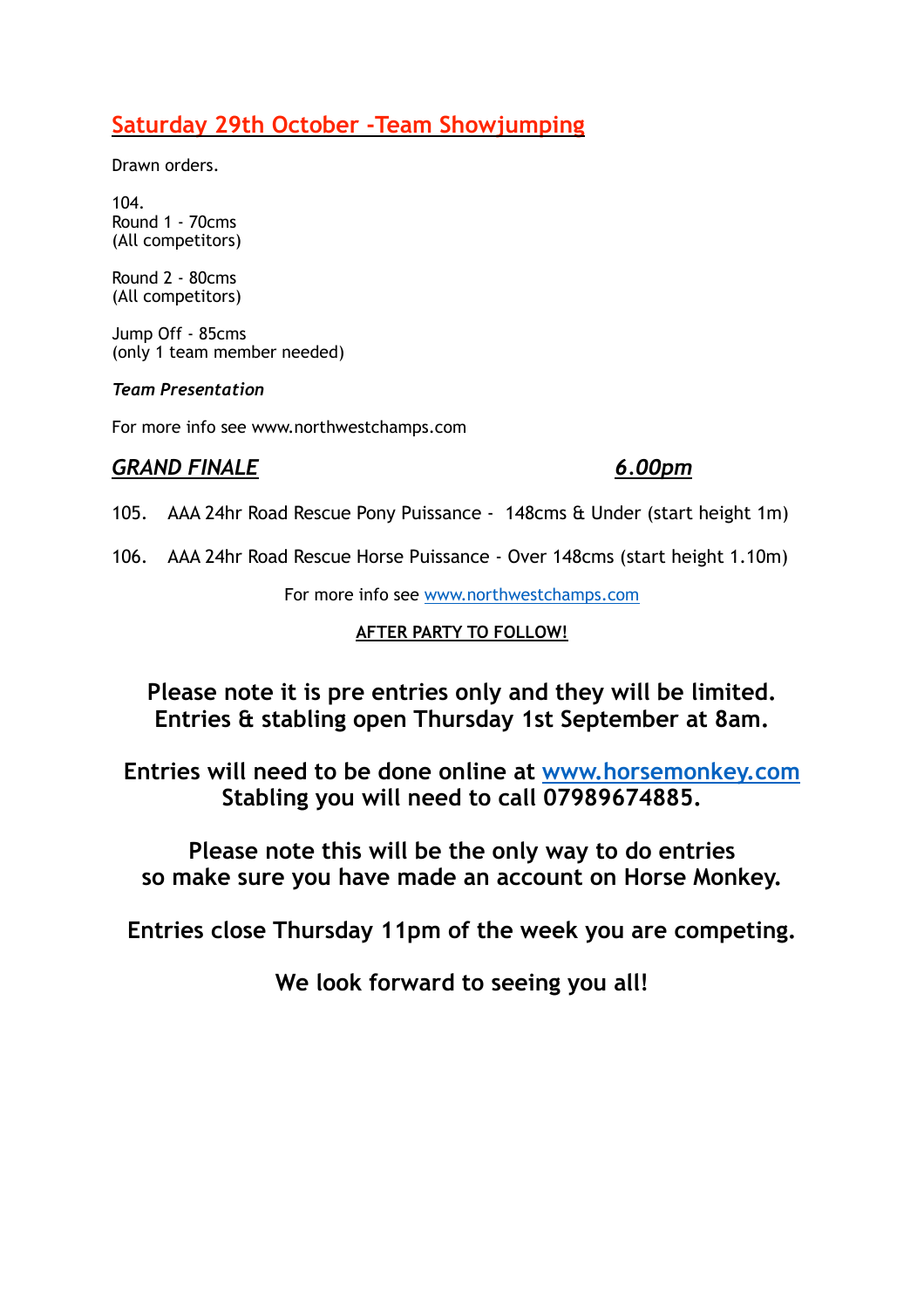## Saturday 29th October -Team Showjumping

Drawn orders.

104.
Round 1 - 70cms
(All competitors)

Round 2 - 80cms
(All competitors)

Jump Off - 85cms
(only 1 team member needed)

***Team Presentation***

For more info see www.northwestchamps.com

## *GRAND FINALE* — *6.00pm*

105. AAA 24hr Road Rescue Pony Puissance - 148cms & Under (start height 1m)

106. AAA 24hr Road Rescue Horse Puissance - Over 148cms (start height 1.10m)

For more info see www.northwestchamps.com

**AFTER PARTY TO FOLLOW!**

**Please note it is pre entries only and they will be limited.**
**Entries & stabling open Thursday 1st September at 8am.**

**Entries will need to be done online at www.horsemonkey.com**
**Stabling you will need to call 07989674885.**

**Please note this will be the only way to do entries**
**so make sure you have made an account on Horse Monkey.**

**Entries close Thursday 11pm of the week you are competing.**

**We look forward to seeing you all!**